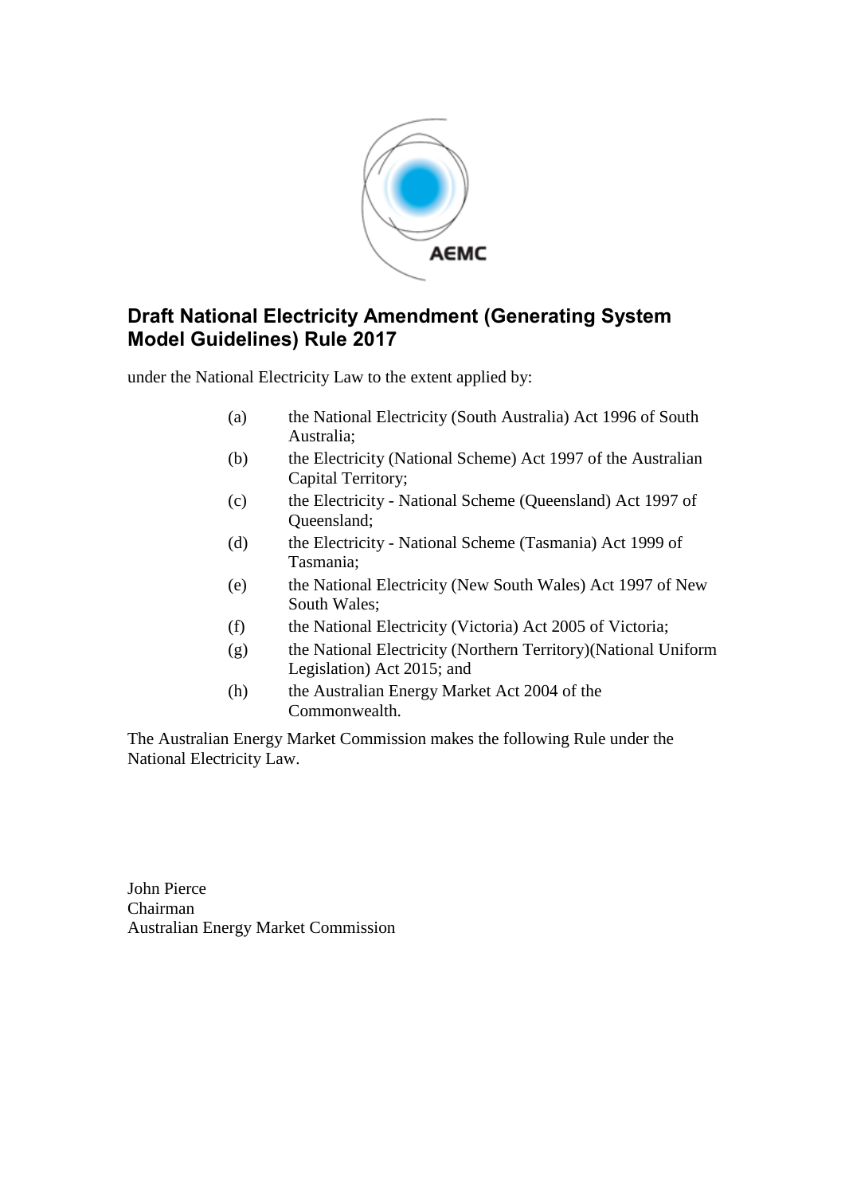AEMC

# Draft National Electricity Amendment (Generating System Model Guidelines) Rule 2017

under the National Electricity Law to the extent applied by:

(a) the National Electricity (South Australia) Act 1996 of South Australia;

(b) the Electricity (National Scheme) Act 1997 of the Australian Capital Territory;

(c) the Electricity - National Scheme (Queensland) Act 1997 of Queensland;

(d) the Electricity - National Scheme (Tasmania) Act 1999 of Tasmania;

(e) the National Electricity (New South Wales) Act 1997 of New South Wales;

(f) the National Electricity (Victoria) Act 2005 of Victoria;

(g) the National Electricity (Northern Territory)(National Uniform Legislation) Act 2015; and

(h) the Australian Energy Market Act 2004 of the Commonwealth.

The Australian Energy Market Commission makes the following Rule under the National Electricity Law.

John Pierce
Chairman
Australian Energy Market Commission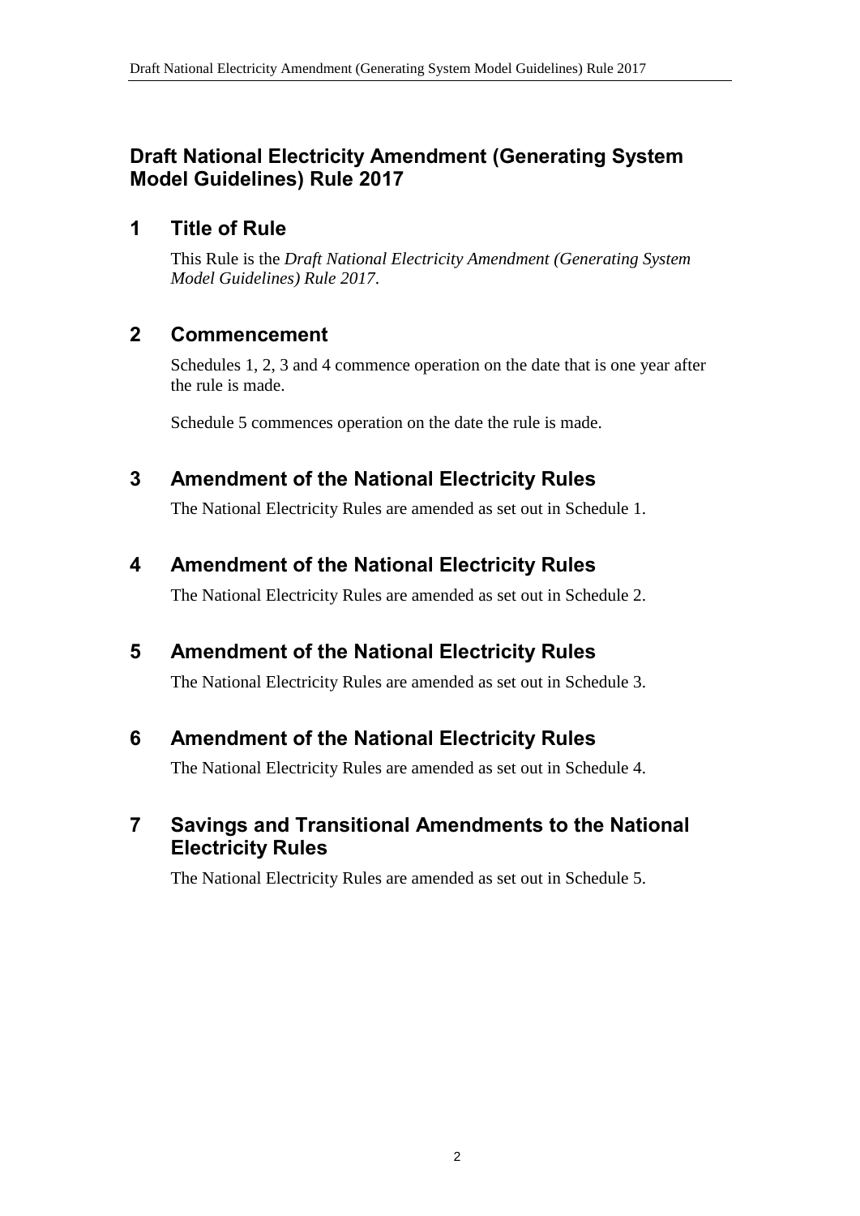# Draft National Electricity Amendment (Generating System Model Guidelines) Rule 2017

## 1 Title of Rule

This Rule is the *Draft National Electricity Amendment (Generating System Model Guidelines) Rule 2017*.

## 2 Commencement

Schedules 1, 2, 3 and 4 commence operation on the date that is one year after the rule is made.

Schedule 5 commences operation on the date the rule is made.

## 3 Amendment of the National Electricity Rules

The National Electricity Rules are amended as set out in Schedule 1.

## 4 Amendment of the National Electricity Rules

The National Electricity Rules are amended as set out in Schedule 2.

## 5 Amendment of the National Electricity Rules

The National Electricity Rules are amended as set out in Schedule 3.

## 6 Amendment of the National Electricity Rules

The National Electricity Rules are amended as set out in Schedule 4.

## 7 Savings and Transitional Amendments to the National Electricity Rules

The National Electricity Rules are amended as set out in Schedule 5.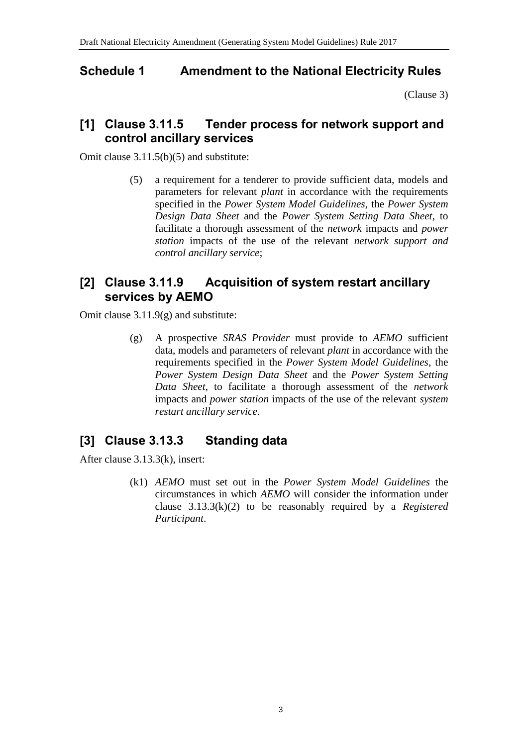## Schedule 1 Amendment to the National Electricity Rules

(Clause 3)

### [1] Clause 3.11.5 Tender process for network support and control ancillary services

Omit clause 3.11.5(b)(5) and substitute:

> (5) a requirement for a tenderer to provide sufficient data, models and parameters for relevant *plant* in accordance with the requirements specified in the *Power System Model Guidelines*, the *Power System Design Data Sheet* and the *Power System Setting Data Sheet*, to facilitate a thorough assessment of the *network* impacts and *power station* impacts of the use of the relevant *network support and control ancillary service*;

### [2] Clause 3.11.9 Acquisition of system restart ancillary services by AEMO

Omit clause 3.11.9(g) and substitute:

> (g) A prospective *SRAS Provider* must provide to *AEMO* sufficient data, models and parameters of relevant *plant* in accordance with the requirements specified in the *Power System Model Guidelines*, the *Power System Design Data Sheet* and the *Power System Setting Data Sheet*, to facilitate a thorough assessment of the *network* impacts and *power station* impacts of the use of the relevant *system restart ancillary service*.

### [3] Clause 3.13.3 Standing data

After clause 3.13.3(k), insert:

> (k1) *AEMO* must set out in the *Power System Model Guidelines* the circumstances in which *AEMO* will consider the information under clause 3.13.3(k)(2) to be reasonably required by a *Registered Participant*.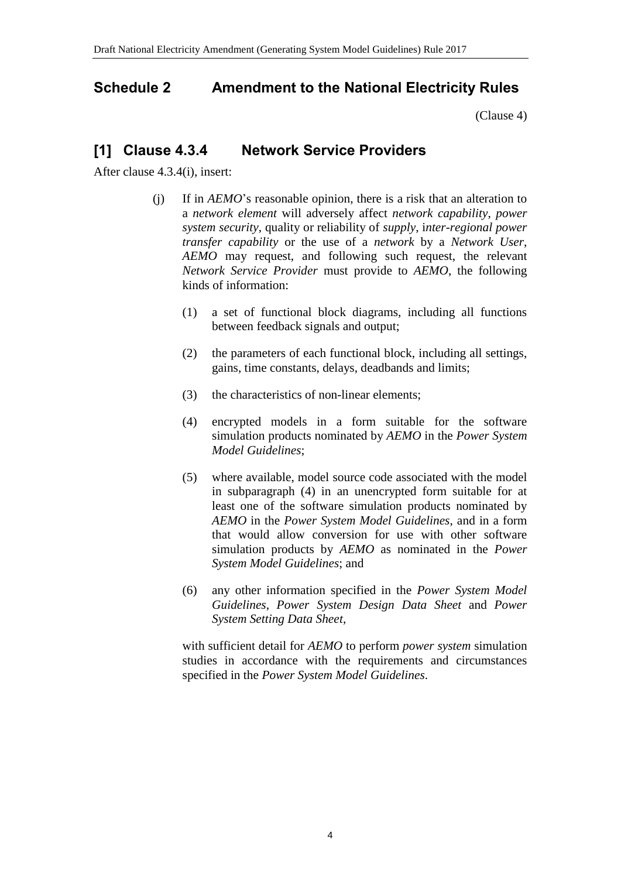## Schedule 2 Amendment to the National Electricity Rules

(Clause 4)

### [1] Clause 4.3.4 Network Service Providers

After clause 4.3.4(i), insert:

(j) If in *AEMO*'s reasonable opinion, there is a risk that an alteration to a *network element* will adversely affect *network capability*, *power system security*, quality or reliability of *supply*, i*nter-regional power transfer capability* or the use of a *network* by a *Network User*, *AEMO* may request, and following such request, the relevant *Network Service Provider* must provide to *AEMO*, the following kinds of information:

(1) a set of functional block diagrams, including all functions between feedback signals and output;

(2) the parameters of each functional block, including all settings, gains, time constants, delays, deadbands and limits;

(3) the characteristics of non-linear elements;

(4) encrypted models in a form suitable for the software simulation products nominated by *AEMO* in the *Power System Model Guidelines*;

(5) where available, model source code associated with the model in subparagraph (4) in an unencrypted form suitable for at least one of the software simulation products nominated by *AEMO* in the *Power System Model Guidelines*, and in a form that would allow conversion for use with other software simulation products by *AEMO* as nominated in the *Power System Model Guidelines*; and

(6) any other information specified in the *Power System Model Guidelines*, *Power System Design Data Sheet* and *Power System Setting Data Sheet*,

with sufficient detail for *AEMO* to perform *power system* simulation studies in accordance with the requirements and circumstances specified in the *Power System Model Guidelines*.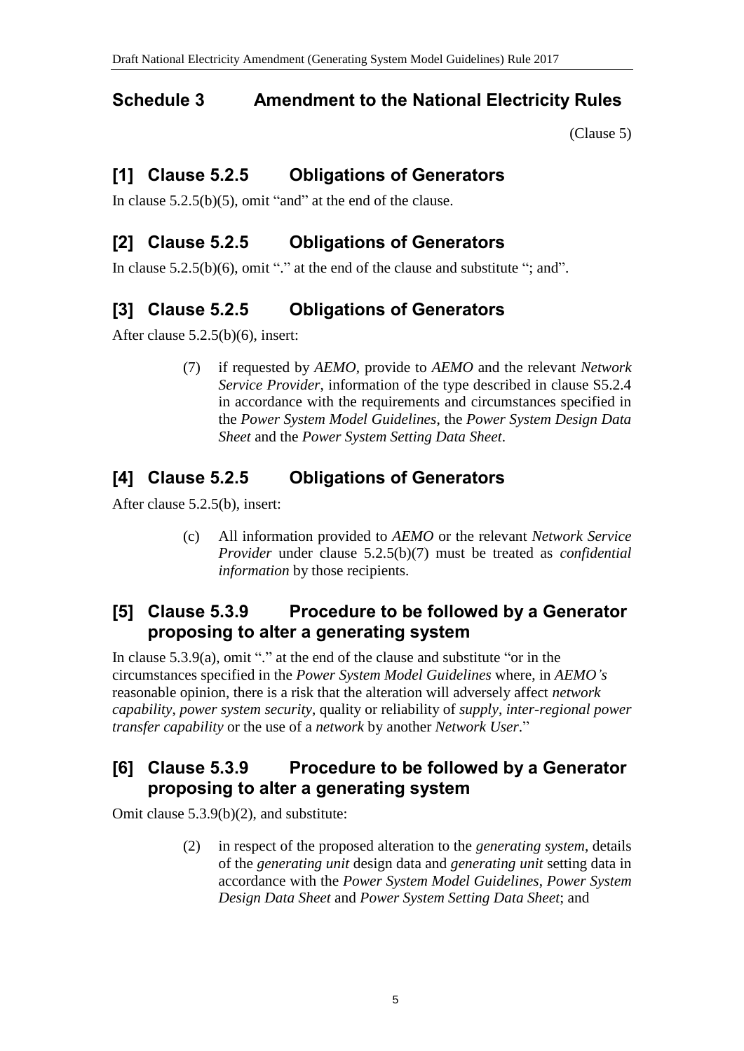## Schedule 3 Amendment to the National Electricity Rules

(Clause 5)

## [1] Clause 5.2.5 Obligations of Generators

In clause 5.2.5(b)(5), omit "and" at the end of the clause.

## [2] Clause 5.2.5 Obligations of Generators

In clause 5.2.5(b)(6), omit "." at the end of the clause and substitute "; and".

## [3] Clause 5.2.5 Obligations of Generators

After clause 5.2.5(b)(6), insert:

> (7) if requested by *AEMO*, provide to *AEMO* and the relevant *Network Service Provider*, information of the type described in clause S5.2.4 in accordance with the requirements and circumstances specified in the *Power System Model Guidelines*, the *Power System Design Data Sheet* and the *Power System Setting Data Sheet*.

## [4] Clause 5.2.5 Obligations of Generators

After clause 5.2.5(b), insert:

> (c) All information provided to *AEMO* or the relevant *Network Service Provider* under clause 5.2.5(b)(7) must be treated as *confidential information* by those recipients.

## [5] Clause 5.3.9 Procedure to be followed by a Generator proposing to alter a generating system

In clause 5.3.9(a), omit "." at the end of the clause and substitute "or in the circumstances specified in the *Power System Model Guidelines* where, in *AEMO's* reasonable opinion, there is a risk that the alteration will adversely affect *network capability*, *power system security*, quality or reliability of *supply*, *inter-regional power transfer capability* or the use of a *network* by another *Network User*."

## [6] Clause 5.3.9 Procedure to be followed by a Generator proposing to alter a generating system

Omit clause 5.3.9(b)(2), and substitute:

> (2) in respect of the proposed alteration to the *generating system*, details of the *generating unit* design data and *generating unit* setting data in accordance with the *Power System Model Guidelines*, *Power System Design Data Sheet* and *Power System Setting Data Sheet*; and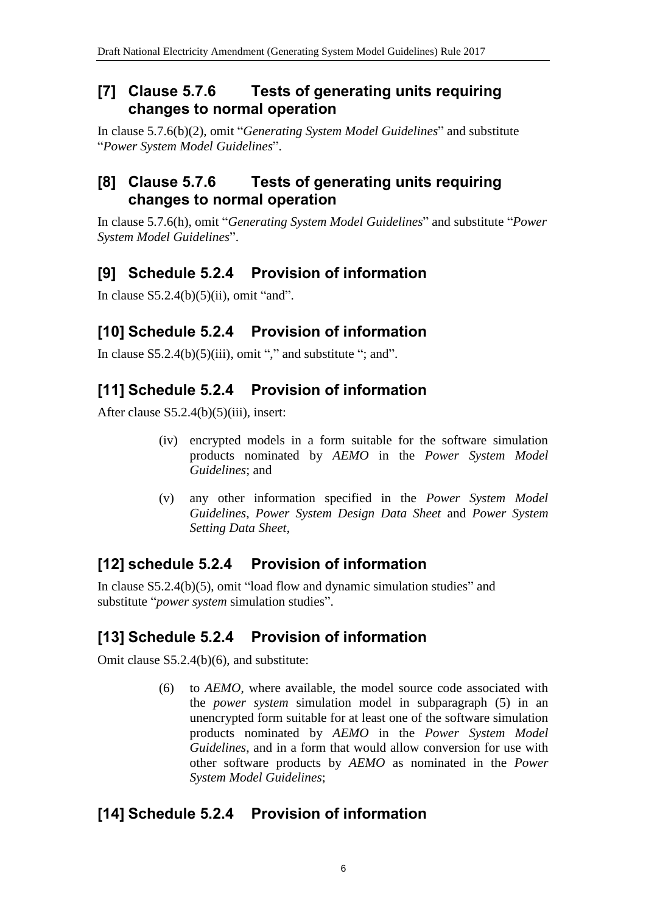## [7] Clause 5.7.6 Tests of generating units requiring changes to normal operation

In clause 5.7.6(b)(2), omit "*Generating System Model Guidelines*" and substitute "*Power System Model Guidelines*".

## [8] Clause 5.7.6 Tests of generating units requiring changes to normal operation

In clause 5.7.6(h), omit "*Generating System Model Guidelines*" and substitute "*Power System Model Guidelines*".

## [9] Schedule 5.2.4 Provision of information

In clause S5.2.4(b)(5)(ii), omit "and".

## [10] Schedule 5.2.4 Provision of information

In clause S5.2.4(b)(5)(iii), omit "," and substitute "; and".

## [11] Schedule 5.2.4 Provision of information

After clause S5.2.4(b)(5)(iii), insert:

> (iv) encrypted models in a form suitable for the software simulation products nominated by *AEMO* in the *Power System Model Guidelines*; and
>
> (v) any other information specified in the *Power System Model Guidelines*, *Power System Design Data Sheet* and *Power System Setting Data Sheet*,

## [12] schedule 5.2.4 Provision of information

In clause S5.2.4(b)(5), omit "load flow and dynamic simulation studies" and substitute "*power system* simulation studies".

## [13] Schedule 5.2.4 Provision of information

Omit clause S5.2.4(b)(6), and substitute:

> (6) to *AEMO*, where available, the model source code associated with the *power system* simulation model in subparagraph (5) in an unencrypted form suitable for at least one of the software simulation products nominated by *AEMO* in the *Power System Model Guidelines*, and in a form that would allow conversion for use with other software products by *AEMO* as nominated in the *Power System Model Guidelines*;

## [14] Schedule 5.2.4 Provision of information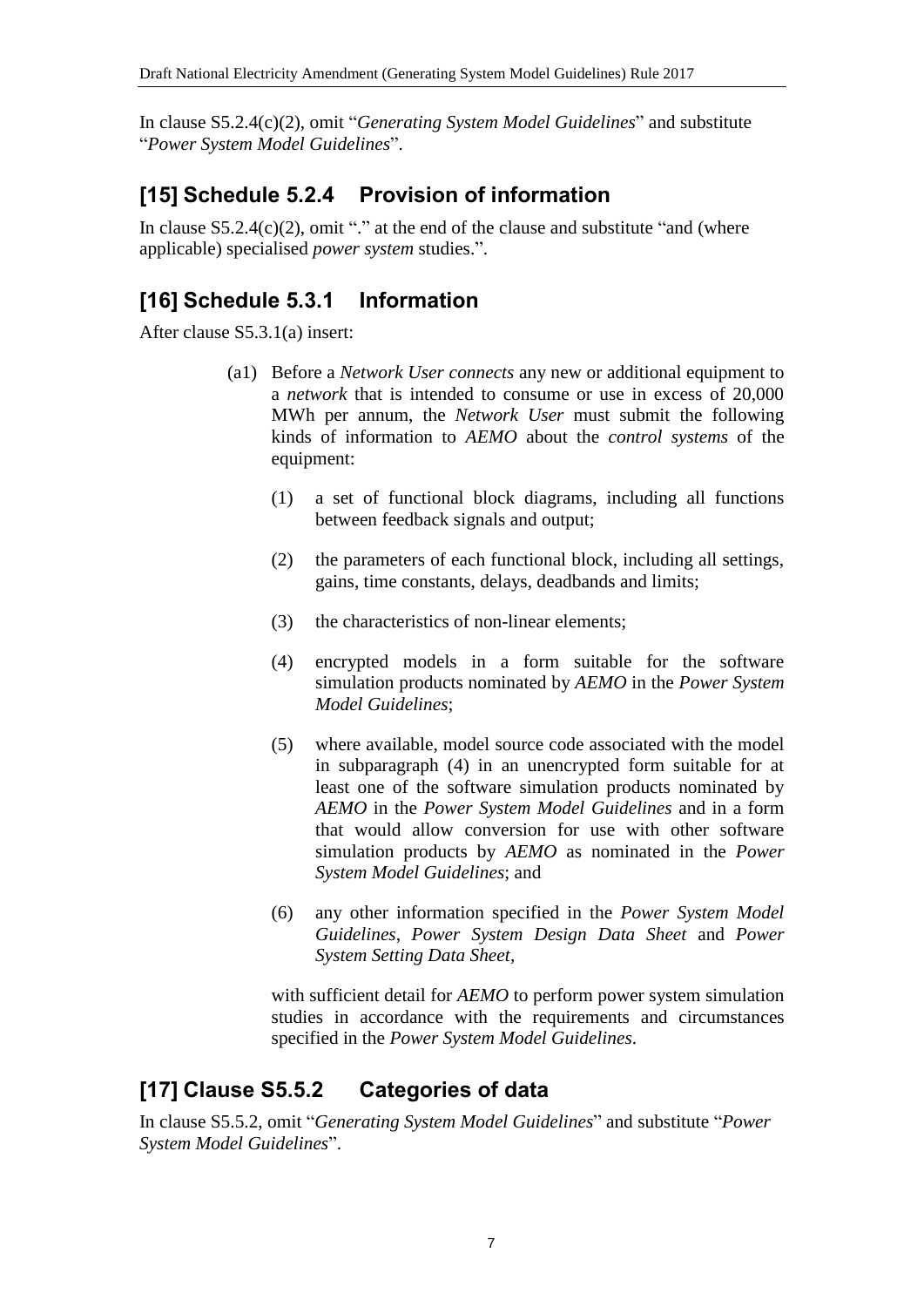In clause S5.2.4(c)(2), omit "*Generating System Model Guidelines*" and substitute "*Power System Model Guidelines*".

## [15] Schedule 5.2.4 Provision of information

In clause S5.2.4(c)(2), omit "." at the end of the clause and substitute "and (where applicable) specialised *power system* studies.".

## [16] Schedule 5.3.1 Information

After clause S5.3.1(a) insert:

(a1) Before a *Network User connects* any new or additional equipment to a *network* that is intended to consume or use in excess of 20,000 MWh per annum, the *Network User* must submit the following kinds of information to *AEMO* about the *control systems* of the equipment:

(1) a set of functional block diagrams, including all functions between feedback signals and output;

(2) the parameters of each functional block, including all settings, gains, time constants, delays, deadbands and limits;

(3) the characteristics of non-linear elements;

(4) encrypted models in a form suitable for the software simulation products nominated by *AEMO* in the *Power System Model Guidelines*;

(5) where available, model source code associated with the model in subparagraph (4) in an unencrypted form suitable for at least one of the software simulation products nominated by *AEMO* in the *Power System Model Guidelines* and in a form that would allow conversion for use with other software simulation products by *AEMO* as nominated in the *Power System Model Guidelines*; and

(6) any other information specified in the *Power System Model Guidelines*, *Power System Design Data Sheet* and *Power System Setting Data Sheet*,

with sufficient detail for *AEMO* to perform power system simulation studies in accordance with the requirements and circumstances specified in the *Power System Model Guidelines*.

## [17] Clause S5.5.2 Categories of data

In clause S5.5.2, omit "*Generating System Model Guidelines*" and substitute "*Power System Model Guidelines*".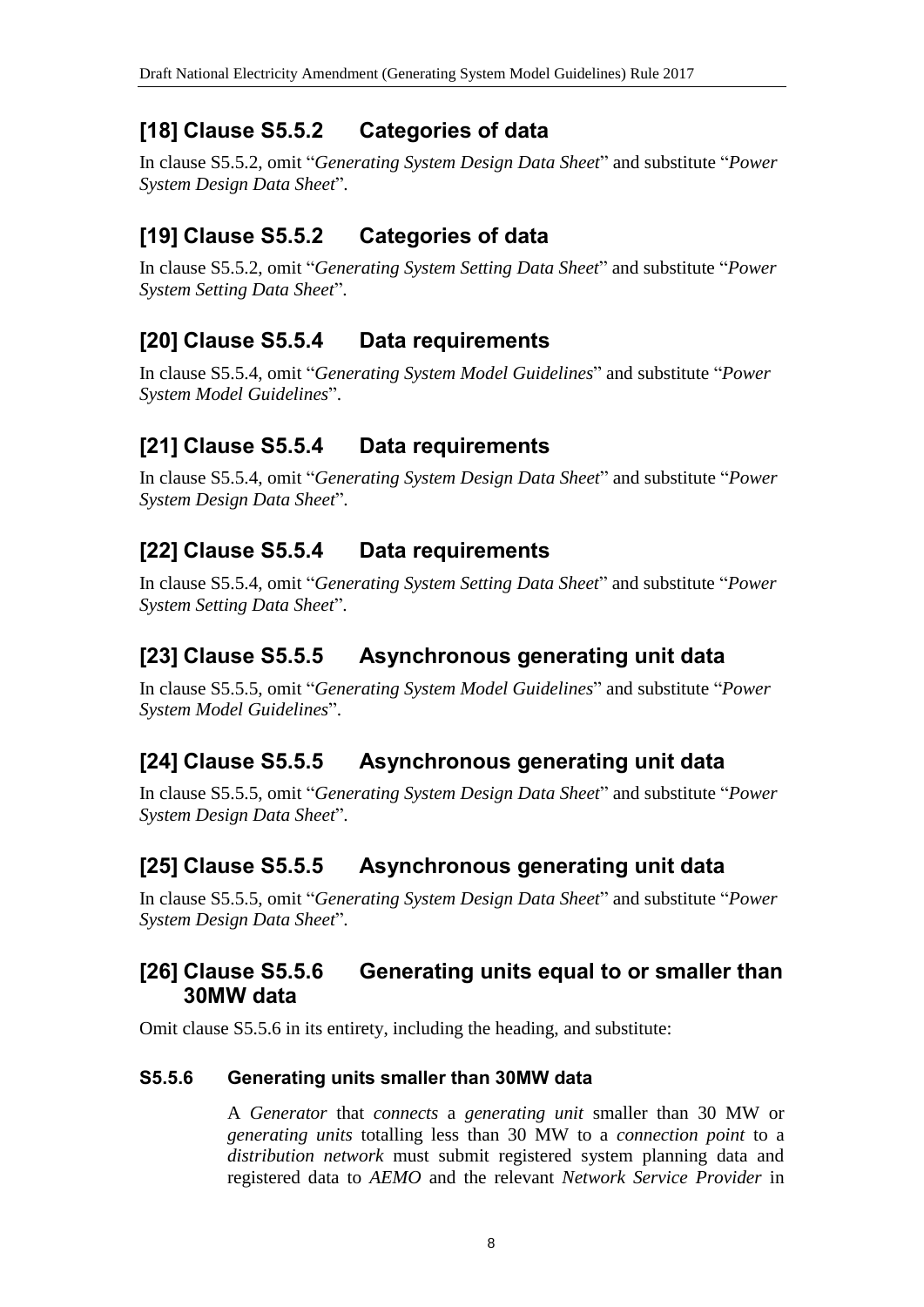## [18] Clause S5.5.2 Categories of data

In clause S5.5.2, omit "*Generating System Design Data Sheet*" and substitute "*Power System Design Data Sheet*".

## [19] Clause S5.5.2 Categories of data

In clause S5.5.2, omit "*Generating System Setting Data Sheet*" and substitute "*Power System Setting Data Sheet*".

## [20] Clause S5.5.4 Data requirements

In clause S5.5.4, omit "*Generating System Model Guidelines*" and substitute "*Power System Model Guidelines*".

## [21] Clause S5.5.4 Data requirements

In clause S5.5.4, omit "*Generating System Design Data Sheet*" and substitute "*Power System Design Data Sheet*".

## [22] Clause S5.5.4 Data requirements

In clause S5.5.4, omit "*Generating System Setting Data Sheet*" and substitute "*Power System Setting Data Sheet*".

## [23] Clause S5.5.5 Asynchronous generating unit data

In clause S5.5.5, omit "*Generating System Model Guidelines*" and substitute "*Power System Model Guidelines*".

## [24] Clause S5.5.5 Asynchronous generating unit data

In clause S5.5.5, omit "*Generating System Design Data Sheet*" and substitute "*Power System Design Data Sheet*".

## [25] Clause S5.5.5 Asynchronous generating unit data

In clause S5.5.5, omit "*Generating System Design Data Sheet*" and substitute "*Power System Design Data Sheet*".

## [26] Clause S5.5.6 Generating units equal to or smaller than 30MW data

Omit clause S5.5.6 in its entirety, including the heading, and substitute:

### S5.5.6 Generating units smaller than 30MW data

A *Generator* that *connects* a *generating unit* smaller than 30 MW or *generating units* totalling less than 30 MW to a *connection point* to a *distribution network* must submit registered system planning data and registered data to *AEMO* and the relevant *Network Service Provider* in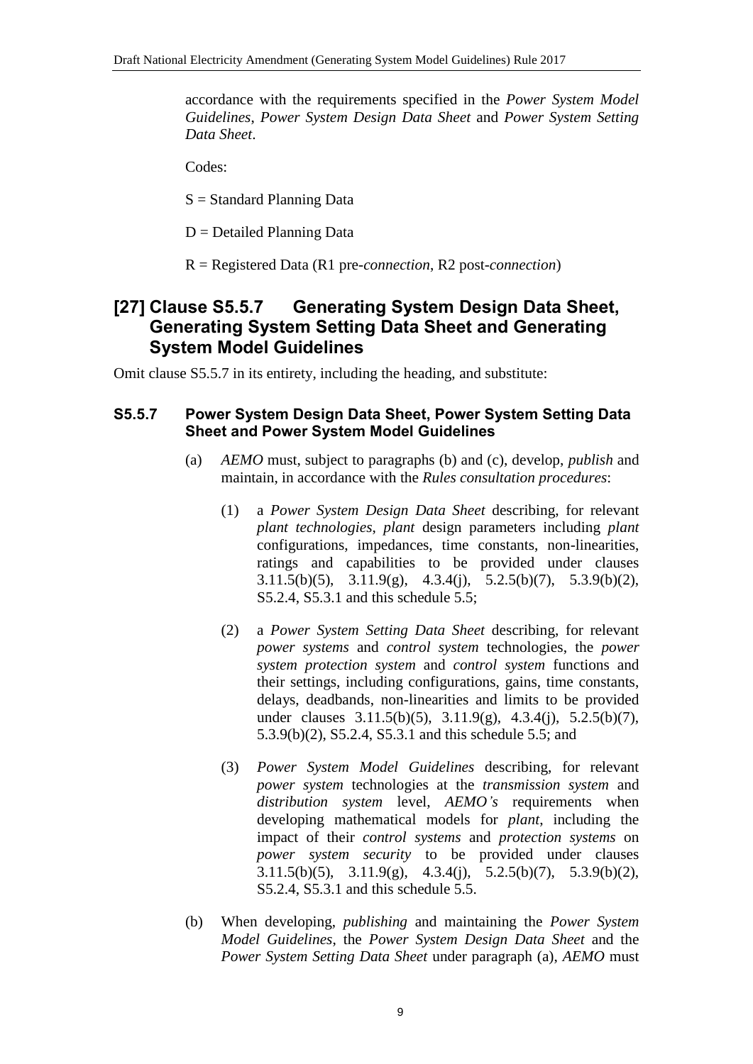accordance with the requirements specified in the *Power System Model Guidelines*, *Power System Design Data Sheet* and *Power System Setting Data Sheet*.

Codes:

S = Standard Planning Data

D = Detailed Planning Data

R = Registered Data (R1 pre-*connection*, R2 post-*connection*)

## [27] Clause S5.5.7 Generating System Design Data Sheet, Generating System Setting Data Sheet and Generating System Model Guidelines

Omit clause S5.5.7 in its entirety, including the heading, and substitute:

### S5.5.7 Power System Design Data Sheet, Power System Setting Data Sheet and Power System Model Guidelines

(a) *AEMO* must, subject to paragraphs (b) and (c), develop, *publish* and maintain, in accordance with the *Rules consultation procedures*:

(1) a *Power System Design Data Sheet* describing, for relevant *plant technologies*, *plant* design parameters including *plant* configurations, impedances, time constants, non-linearities, ratings and capabilities to be provided under clauses 3.11.5(b)(5), 3.11.9(g), 4.3.4(j), 5.2.5(b)(7), 5.3.9(b)(2), S5.2.4, S5.3.1 and this schedule 5.5;

(2) a *Power System Setting Data Sheet* describing, for relevant *power systems* and *control system* technologies, the *power system protection system* and *control system* functions and their settings, including configurations, gains, time constants, delays, deadbands, non-linearities and limits to be provided under clauses 3.11.5(b)(5), 3.11.9(g), 4.3.4(j), 5.2.5(b)(7), 5.3.9(b)(2), S5.2.4, S5.3.1 and this schedule 5.5; and

(3) *Power System Model Guidelines* describing, for relevant *power system* technologies at the *transmission system* and *distribution system* level, *AEMO's* requirements when developing mathematical models for *plant*, including the impact of their *control systems* and *protection systems* on *power system security* to be provided under clauses 3.11.5(b)(5), 3.11.9(g), 4.3.4(j), 5.2.5(b)(7), 5.3.9(b)(2), S5.2.4, S5.3.1 and this schedule 5.5.

(b) When developing, *publishing* and maintaining the *Power System Model Guidelines*, the *Power System Design Data Sheet* and the *Power System Setting Data Sheet* under paragraph (a), *AEMO* must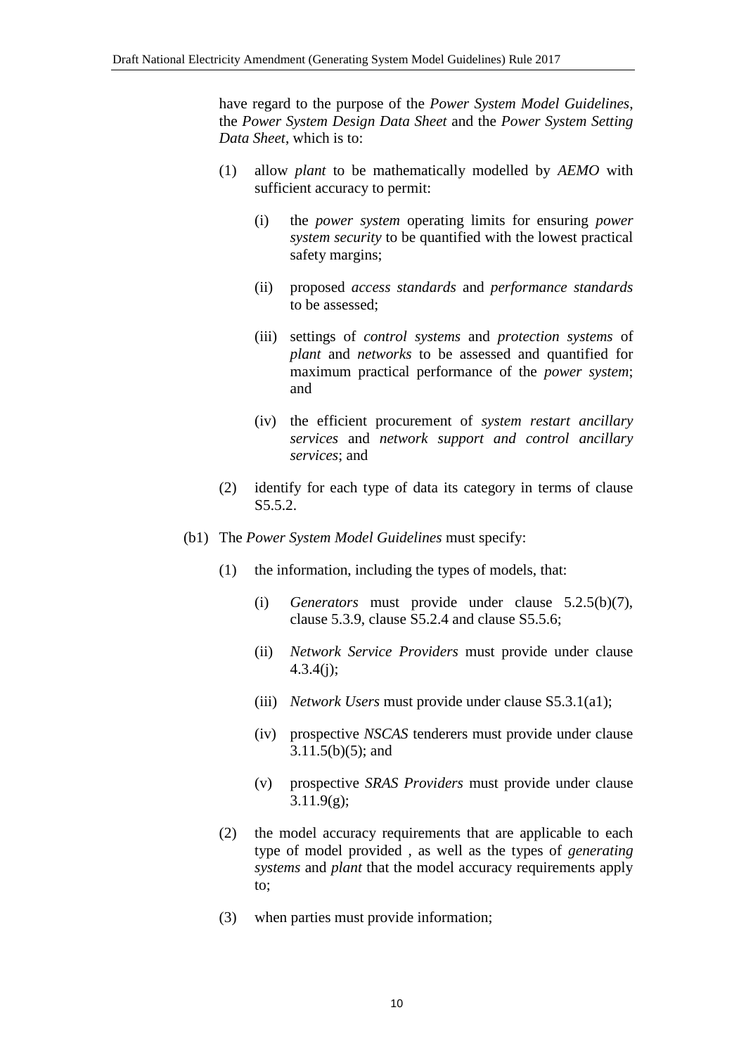have regard to the purpose of the *Power System Model Guidelines*, the *Power System Design Data Sheet* and the *Power System Setting Data Sheet*, which is to:

(1) allow *plant* to be mathematically modelled by *AEMO* with sufficient accuracy to permit:

(i) the *power system* operating limits for ensuring *power system security* to be quantified with the lowest practical safety margins;

(ii) proposed *access standards* and *performance standards* to be assessed;

(iii) settings of *control systems* and *protection systems* of *plant* and *networks* to be assessed and quantified for maximum practical performance of the *power system*; and

(iv) the efficient procurement of *system restart ancillary services* and *network support and control ancillary services*; and

(2) identify for each type of data its category in terms of clause S5.5.2.

(b1) The *Power System Model Guidelines* must specify:

(1) the information, including the types of models, that:

(i) *Generators* must provide under clause 5.2.5(b)(7), clause 5.3.9, clause S5.2.4 and clause S5.5.6;

(ii) *Network Service Providers* must provide under clause 4.3.4(j);

(iii) *Network Users* must provide under clause S5.3.1(a1);

(iv) prospective *NSCAS* tenderers must provide under clause 3.11.5(b)(5); and

(v) prospective *SRAS Providers* must provide under clause 3.11.9(g);

(2) the model accuracy requirements that are applicable to each type of model provided , as well as the types of *generating systems* and *plant* that the model accuracy requirements apply to;

(3) when parties must provide information;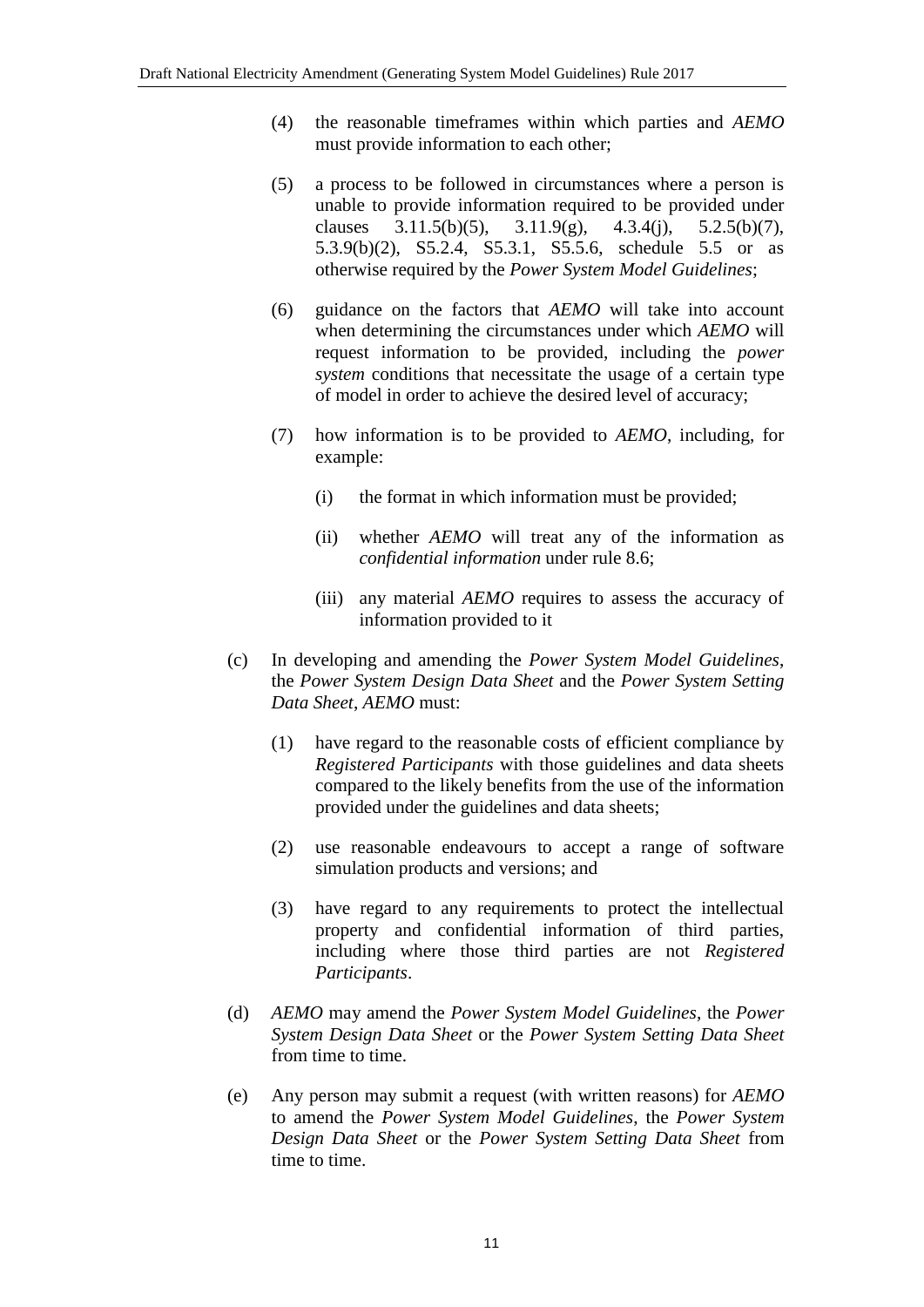(4) the reasonable timeframes within which parties and *AEMO* must provide information to each other;

(5) a process to be followed in circumstances where a person is unable to provide information required to be provided under clauses 3.11.5(b)(5), 3.11.9(g), 4.3.4(j), 5.2.5(b)(7), 5.3.9(b)(2), S5.2.4, S5.3.1, S5.5.6, schedule 5.5 or as otherwise required by the *Power System Model Guidelines*;

(6) guidance on the factors that *AEMO* will take into account when determining the circumstances under which *AEMO* will request information to be provided, including the *power system* conditions that necessitate the usage of a certain type of model in order to achieve the desired level of accuracy;

(7) how information is to be provided to *AEMO*, including, for example:

(i) the format in which information must be provided;

(ii) whether *AEMO* will treat any of the information as *confidential information* under rule 8.6;

(iii) any material *AEMO* requires to assess the accuracy of information provided to it

(c) In developing and amending the *Power System Model Guidelines*, the *Power System Design Data Sheet* and the *Power System Setting Data Sheet*, *AEMO* must:

(1) have regard to the reasonable costs of efficient compliance by *Registered Participants* with those guidelines and data sheets compared to the likely benefits from the use of the information provided under the guidelines and data sheets;

(2) use reasonable endeavours to accept a range of software simulation products and versions; and

(3) have regard to any requirements to protect the intellectual property and confidential information of third parties, including where those third parties are not *Registered Participants*.

(d) *AEMO* may amend the *Power System Model Guidelines*, the *Power System Design Data Sheet* or the *Power System Setting Data Sheet* from time to time.

(e) Any person may submit a request (with written reasons) for *AEMO* to amend the *Power System Model Guidelines*, the *Power System Design Data Sheet* or the *Power System Setting Data Sheet* from time to time.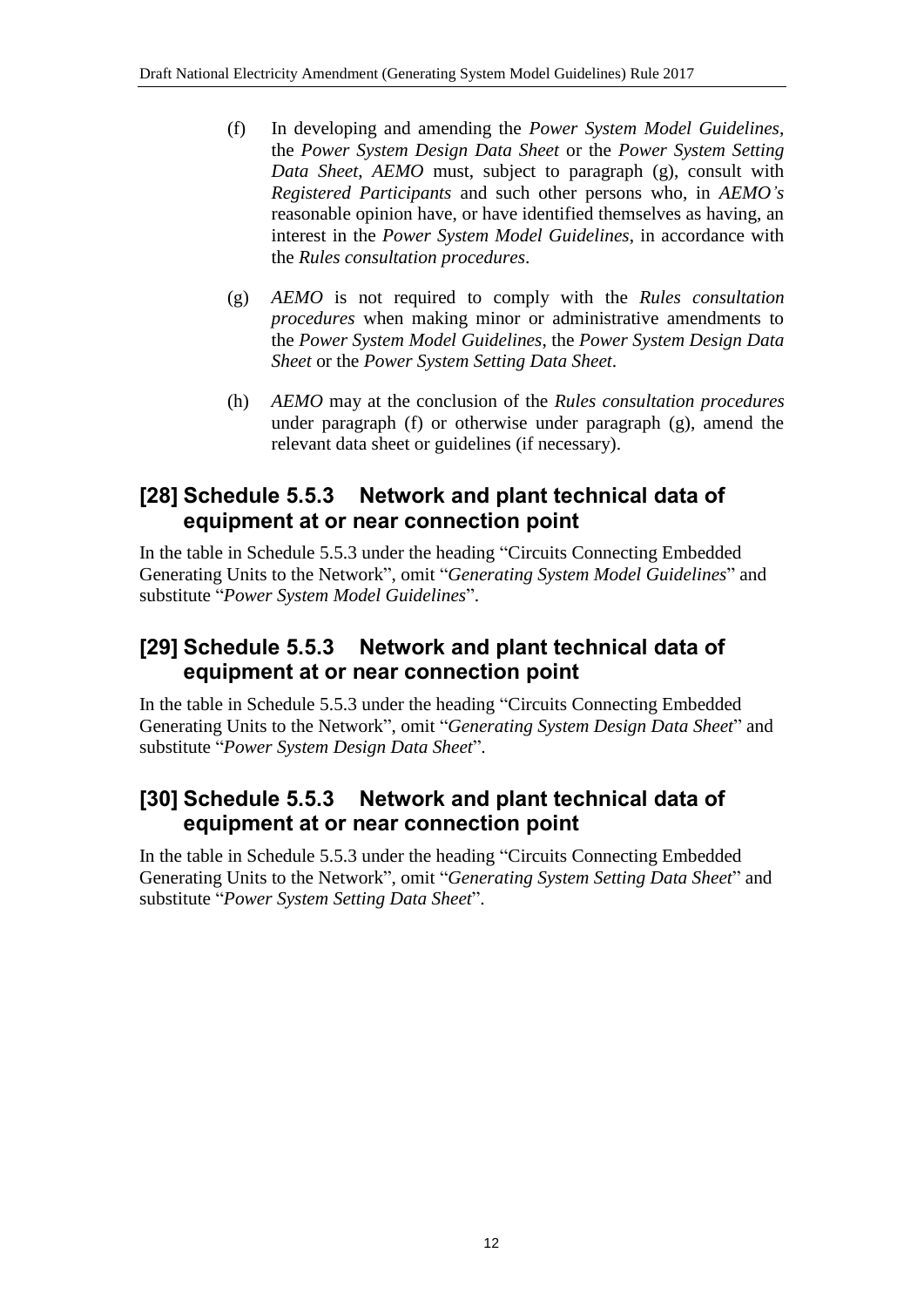(f) In developing and amending the *Power System Model Guidelines*, the *Power System Design Data Sheet* or the *Power System Setting Data Sheet*, *AEMO* must, subject to paragraph (g), consult with *Registered Participants* and such other persons who, in *AEMO's* reasonable opinion have, or have identified themselves as having, an interest in the *Power System Model Guidelines*, in accordance with the *Rules consultation procedures*.

(g) *AEMO* is not required to comply with the *Rules consultation procedures* when making minor or administrative amendments to the *Power System Model Guidelines*, the *Power System Design Data Sheet* or the *Power System Setting Data Sheet*.

(h) *AEMO* may at the conclusion of the *Rules consultation procedures* under paragraph (f) or otherwise under paragraph (g), amend the relevant data sheet or guidelines (if necessary).

## [28] Schedule 5.5.3 Network and plant technical data of equipment at or near connection point

In the table in Schedule 5.5.3 under the heading "Circuits Connecting Embedded Generating Units to the Network", omit "*Generating System Model Guidelines*" and substitute "*Power System Model Guidelines*".

## [29] Schedule 5.5.3 Network and plant technical data of equipment at or near connection point

In the table in Schedule 5.5.3 under the heading "Circuits Connecting Embedded Generating Units to the Network", omit "*Generating System Design Data Sheet*" and substitute "*Power System Design Data Sheet*".

## [30] Schedule 5.5.3 Network and plant technical data of equipment at or near connection point

In the table in Schedule 5.5.3 under the heading "Circuits Connecting Embedded Generating Units to the Network", omit "*Generating System Setting Data Sheet*" and substitute "*Power System Setting Data Sheet*".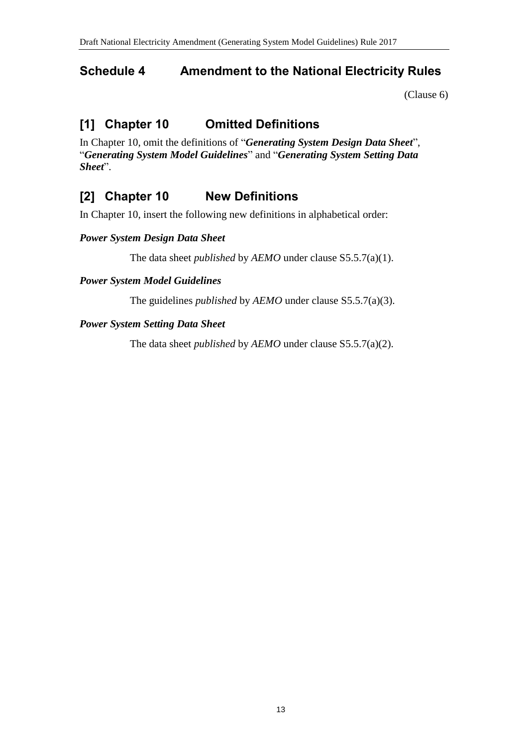## Schedule 4 Amendment to the National Electricity Rules

(Clause 6)

## [1] Chapter 10 Omitted Definitions

In Chapter 10, omit the definitions of "***Generating System Design Data Sheet***", "***Generating System Model Guidelines***" and "***Generating System Setting Data Sheet***".

## [2] Chapter 10 New Definitions

In Chapter 10, insert the following new definitions in alphabetical order:

***Power System Design Data Sheet***

The data sheet *published* by *AEMO* under clause S5.5.7(a)(1).

***Power System Model Guidelines***

The guidelines *published* by *AEMO* under clause S5.5.7(a)(3).

***Power System Setting Data Sheet***

The data sheet *published* by *AEMO* under clause S5.5.7(a)(2).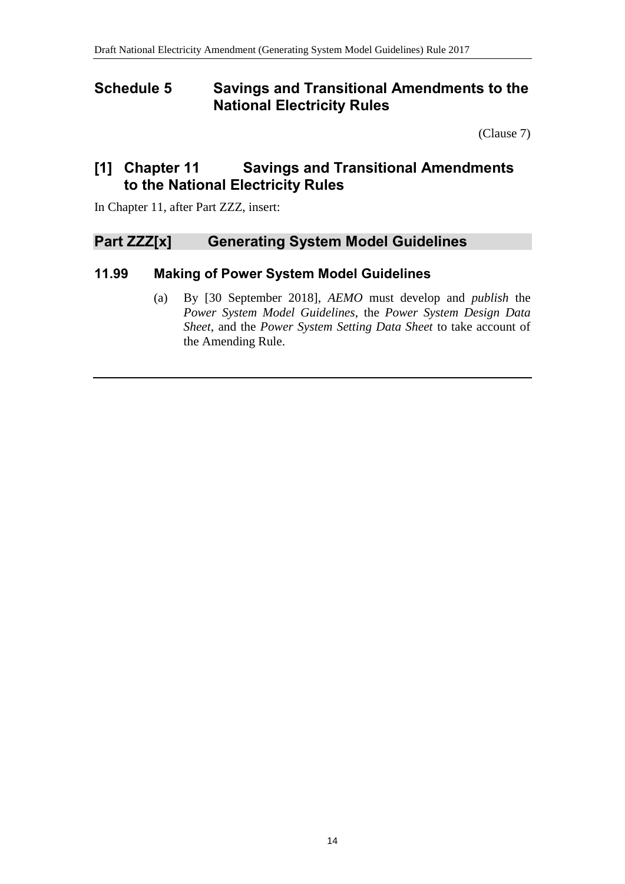## Schedule 5 Savings and Transitional Amendments to the National Electricity Rules

(Clause 7)

## [1] Chapter 11 Savings and Transitional Amendments to the National Electricity Rules

In Chapter 11, after Part ZZZ, insert:

## Part ZZZ[x] Generating System Model Guidelines

### 11.99 Making of Power System Model Guidelines

(a) By [30 September 2018], *AEMO* must develop and *publish* the *Power System Model Guidelines*, the *Power System Design Data Sheet*, and the *Power System Setting Data Sheet* to take account of the Amending Rule.